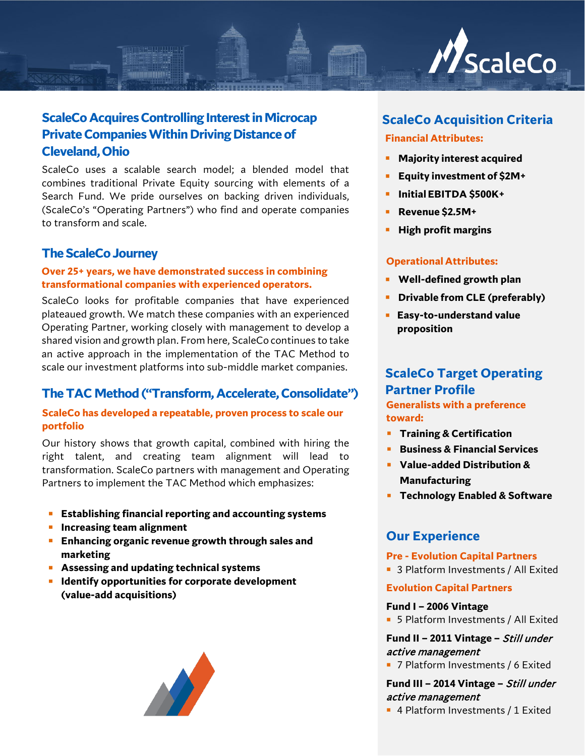## ScaleCo Acquires Controlling Interest in Microcap Private Companies Within Driving Distance of Cleveland, Ohio

ScaleCo uses a scalable search model; a blended model that combines traditional Private Equity sourcing with elements of a Search Fund. We pride ourselves on backing driven individuals, (ScaleCo's "Operating Partners") who find and operate companies to transform and scale.

## The ScaleCo Journey

**Over 25+ years, we have demonstrated success in combining transformational companies with experienced operators.**

ScaleCo looks for profitable companies that have experienced plateaued growth. We match these companies with an experienced Operating Partner, working closely with management to develop a shared vision and growth plan. From here, ScaleCo continues to take an active approach in the implementation of the TAC Method to scale our investment platforms into sub-middle market companies.

## The TAC Method ("Transform, Accelerate, Consolidate")

**ScaleCo has developed a repeatable, proven process to scale our portfolio**

Our history shows that growth capital, combined with hiring the right talent, and creating team alignment will lead to transformation. ScaleCo partners with management and Operating Partners to implement the TAC Method which emphasizes:

- **Establishing financial reporting and accounting systems**
- **Increasing team alignment**
- **Enhancing organic revenue growth through sales and marketing**
- **Assessing and updating technical systems**
- **Identify opportunities for corporate development (value-add acquisitions)**

## ScaleCo Acquisition Criteria

**Financial Attributes:**

- **Majority interest acquired**
- **Equity investment of $2M+**
- **Initial EBITDA $500K+**
- **Revenue $2.5M+**
- **High profit margins**

**Operational Attributes:**

- **Well-defined growth plan**
- **Drivable from CLE (preferably)**
- **Easy-to-understand value proposition**

## ScaleCo Target Operating Partner Profile

**Generalists with a preference toward:**

- **Training & Certification**
- **Business & Financial Services**
- **Value-added Distribution & Manufacturing**
- **Technology Enabled & Software**

## Our Experience

**Pre - Evolution Capital Partners**

- 3 Platform Investments / All Exited

**Evolution Capital Partners**

**Fund I – 2006 Vintage**

- 5 Platform Investments / All Exited

**Fund II – 2011 Vintage –** ***Still under active management***

- 7 Platform Investments / 6 Exited

**Fund III – 2014 Vintage –** ***Still under active management***

- 4 Platform Investments / 1 Exited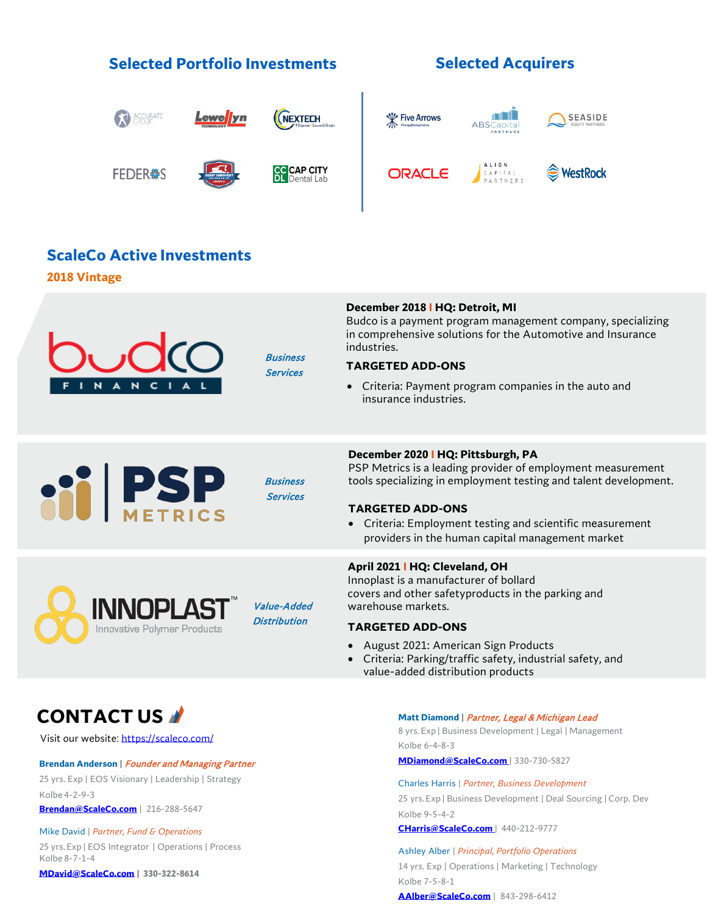## Selected Portfolio Investments

## Selected Acquirers

## ScaleCo Active Investments

**2018 Vintage**

*Business Services*

**December 2018 | HQ: Detroit, MI**

Budco is a payment program management company, specializing in comprehensive solutions for the Automotive and Insurance industries.

**TARGETED ADD-ONS**

- Criteria: Payment program companies in the auto and insurance industries.

*Business Services*

**December 2020 | HQ: Pittsburgh, PA**

PSP Metrics is a leading provider of employment measurement tools specializing in employment testing and talent development.

**TARGETED ADD-ONS**

- Criteria: Employment testing and scientific measurement providers in the human capital management market

*Value-Added Distribution*

**April 2021 | HQ: Cleveland, OH**

Innoplast is a manufacturer of bollard covers and other safetyproducts in the parking and warehouse markets.

**TARGETED ADD-ONS**

- August 2021: American Sign Products
- Criteria: Parking/traffic safety, industrial safety, and value-added distribution products

## CONTACT US

Visit our website: https://scaleco.com/

**Brendan Anderson** | *Founder and Managing Partner*
25 yrs. Exp | EOS Visionary | Leadership | Strategy
Kolbe 4-2-9-3
**Brendan@ScaleCo.com** | 216-288-5647

Mike David | *Partner, Fund & Operations*
25 yrs. Exp | EOS Integrator | Operations | Process
Kolbe 8-7-1-4
**MDavid@ScaleCo.com** | 330-322-8614

**Matt Diamond** | *Partner, Legal & Michigan Lead*
8 yrs. Exp | Business Development | Legal | Management
Kolbe 6-4-8-3
**MDiamond@ScaleCo.com** | 330-730-5827

Charles Harris | *Partner, Business Development*
25 yrs. Exp | Business Development | Deal Sourcing | Corp. Dev
Kolbe 9-5-4-2
**CHarris@ScaleCo.com** | 440-212-9777

Ashley Alber | *Principal, Portfolio Operations*
14 yrs. Exp | Operations | Marketing | Technology
Kolbe 7-5-8-1
**AAlber@ScaleCo.com** | 843-298-6412